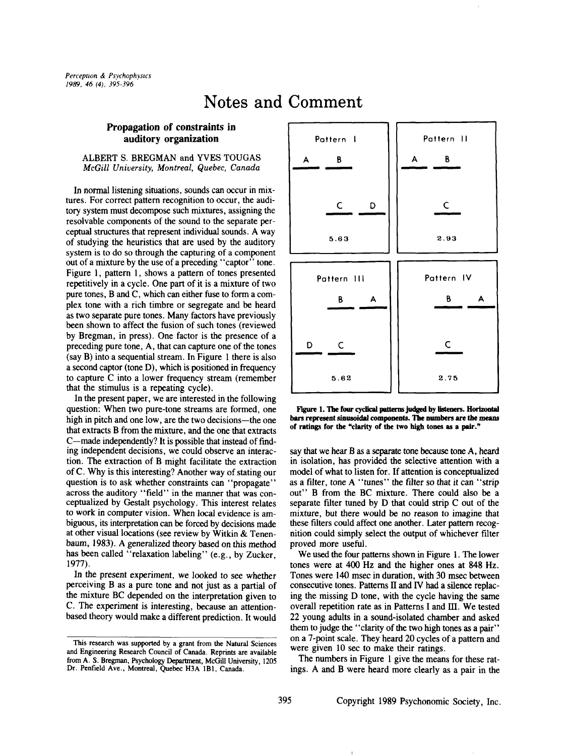# Notes and Comment

## Propagation of constraints in auditory organization

ALBERT S. BREGMAN and YVES TOUGAS
*McGill University, Montreal, Quebec, Canada*

In normal listening situations, sounds can occur in mixtures. For correct pattern recognition to occur, the auditory system must decompose such mixtures, assigning the resolvable components of the sound to the separate perceptual structures that represent individual sounds. A way of studying the heuristics that are used by the auditory system is to do so through the capturing of a component out of a mixture by the use of a preceding "captor" tone. Figure 1, pattern 1, shows a pattern of tones presented repetitively in a cycle. One part of it is a mixture of two pure tones, B and C, which can either fuse to form a complex tone with a rich timbre or segregate and be heard as two separate pure tones. Many factors have previously been shown to affect the fusion of such tones (reviewed by Bregman, in press). One factor is the presence of a preceding pure tone, A, that can capture one of the tones (say B) into a sequential stream. In Figure 1 there is also a second captor (tone D), which is positioned in frequency to capture C into a lower frequency stream (remember that the stimulus is a repeating cycle).

In the present paper, we are interested in the following question: When two pure-tone streams are formed, one high in pitch and one low, are the two decisions—the one that extracts B from the mixture, and the one that extracts C—made independently? It is possible that instead of finding independent decisions, we could observe an interaction. The extraction of B might facilitate the extraction of C. Why is this interesting? Another way of stating our question is to ask whether constraints can "propagate" across the auditory "field" in the manner that was conceptualized by Gestalt psychology. This interest relates to work in computer vision. When local evidence is ambiguous, its interpretation can be forced by decisions made at other visual locations (see review by Witkin & Tenenbaum, 1983). A generalized theory based on this method has been called "relaxation labeling" (e.g., by Zucker, 1977).

In the present experiment, we looked to see whether perceiving B as a pure tone and not just as a partial of the mixture BC depended on the interpretation given to C. The experiment is interesting, because an attention-based theory would make a different prediction. It would say that we hear B as a separate tone because tone A, heard in isolation, has provided the selective attention with a model of what to listen for. If attention is conceptualized as a filter, tone A "tunes" the filter so that it can "strip out" B from the BC mixture. There could also be a separate filter tuned by D that could strip C out of the mixture, but there would be no reason to imagine that these filters could affect one another. Later pattern recognition could simply select the output of whichever filter proved more useful.

| Pattern I | Pattern II |
|---|---|
| 5.63 | 2.93 |

| Pattern III | Pattern IV |
|---|---|
| 5.62 | 2.75 |

**Figure 1. The four cyclical patterns judged by listeners. Horizontal bars represent sinusoidal components. The numbers are the means of ratings for the "clarity of the two high tones as a pair."**

We used the four patterns shown in Figure 1. The lower tones were at 400 Hz and the higher ones at 848 Hz. Tones were 140 msec in duration, with 30 msec between consecutive tones. Patterns II and IV had a silence replacing the missing D tone, with the cycle having the same overall repetition rate as in Patterns I and III. We tested 22 young adults in a sound-isolated chamber and asked them to judge the "clarity of the two high tones as a pair" on a 7-point scale. They heard 20 cycles of a pattern and were given 10 sec to make their ratings.

The numbers in Figure 1 give the means for these ratings. A and B were heard more clearly as a pair in the

---

This research was supported by a grant from the Natural Sciences and Engineering Research Council of Canada. Reprints are available from A. S. Bregman, Psychology Department, McGill University, 1205 Dr. Penfield Ave., Montreal, Quebec H3A 1B1, Canada.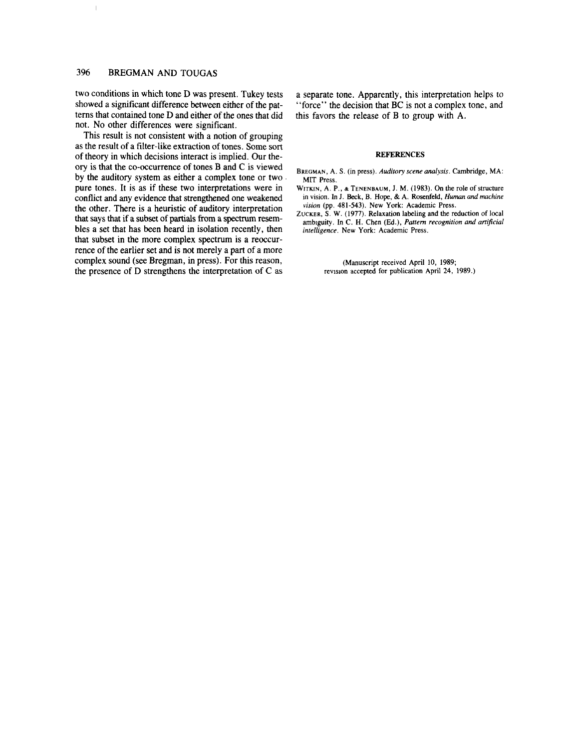two conditions in which tone D was present. Tukey tests showed a significant difference between either of the patterns that contained tone D and either of the ones that did not. No other differences were significant.

This result is not consistent with a notion of grouping as the result of a filter-like extraction of tones. Some sort of theory in which decisions interact is implied. Our theory is that the co-occurrence of tones B and C is viewed by the auditory system as either a complex tone or two pure tones. It is as if these two interpretations were in conflict and any evidence that strengthened one weakened the other. There is a heuristic of auditory interpretation that says that if a subset of partials from a spectrum resembles a set that has been heard in isolation recently, then that subset in the more complex spectrum is a reoccurrence of the earlier set and is not merely a part of a more complex sound (see Bregman, in press). For this reason, the presence of D strengthens the interpretation of C as a separate tone. Apparently, this interpretation helps to "force" the decision that BC is not a complex tone, and this favors the release of B to group with A.

## REFERENCES

Bregman, A. S. (in press). *Auditory scene analysis*. Cambridge, MA: MIT Press.

Witkin, A. P., & Tenenbaum, J. M. (1983). On the role of structure in vision. In J. Beck, B. Hope, & A. Rosenfeld, *Human and machine vision* (pp. 481-543). New York: Academic Press.

Zucker, S. W. (1977). Relaxation labeling and the reduction of local ambiguity. In C. H. Chen (Ed.), *Pattern recognition and artificial intelligence*. New York: Academic Press.

(Manuscript received April 10, 1989;
revision accepted for publication April 24, 1989.)